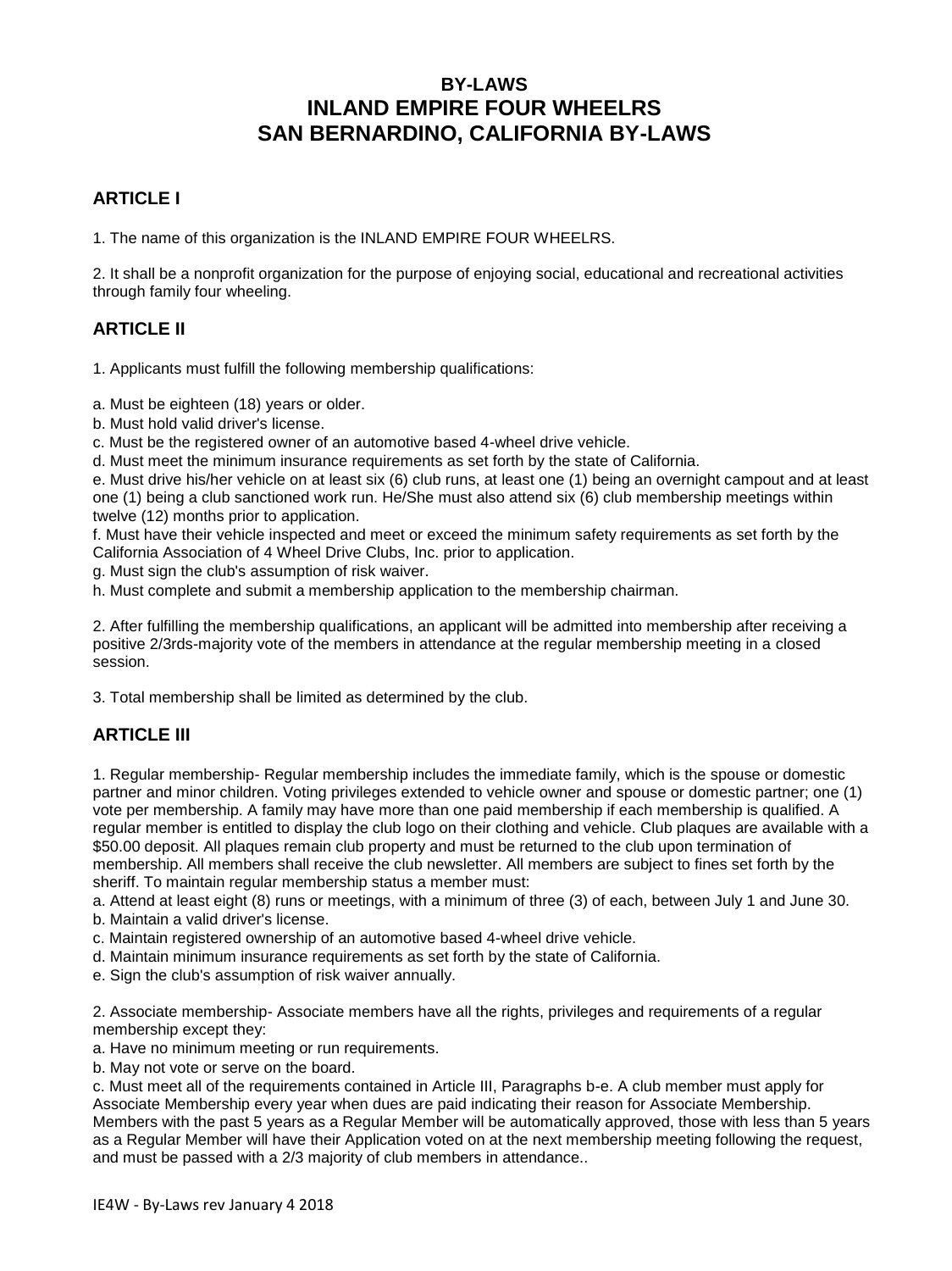# BY-LAWS
# INLAND EMPIRE FOUR WHEELRS
# SAN BERNARDINO, CALIFORNIA BY-LAWS

## ARTICLE I

1. The name of this organization is the INLAND EMPIRE FOUR WHEELRS.

2. It shall be a nonprofit organization for the purpose of enjoying social, educational and recreational activities through family four wheeling.

## ARTICLE II

1. Applicants must fulfill the following membership qualifications:

a. Must be eighteen (18) years or older.
b. Must hold valid driver's license.
c. Must be the registered owner of an automotive based 4-wheel drive vehicle.
d. Must meet the minimum insurance requirements as set forth by the state of California.
e. Must drive his/her vehicle on at least six (6) club runs, at least one (1) being an overnight campout and at least one (1) being a club sanctioned work run. He/She must also attend six (6) club membership meetings within twelve (12) months prior to application.
f. Must have their vehicle inspected and meet or exceed the minimum safety requirements as set forth by the California Association of 4 Wheel Drive Clubs, Inc. prior to application.
g. Must sign the club's assumption of risk waiver.
h. Must complete and submit a membership application to the membership chairman.

2. After fulfilling the membership qualifications, an applicant will be admitted into membership after receiving a positive 2/3rds-majority vote of the members in attendance at the regular membership meeting in a closed session.

3. Total membership shall be limited as determined by the club.

## ARTICLE III

1. Regular membership- Regular membership includes the immediate family, which is the spouse or domestic partner and minor children. Voting privileges extended to vehicle owner and spouse or domestic partner; one (1) vote per membership. A family may have more than one paid membership if each membership is qualified. A regular member is entitled to display the club logo on their clothing and vehicle. Club plaques are available with a $50.00 deposit. All plaques remain club property and must be returned to the club upon termination of membership. All members shall receive the club newsletter. All members are subject to fines set forth by the sheriff. To maintain regular membership status a member must:
a. Attend at least eight (8) runs or meetings, with a minimum of three (3) of each, between July 1 and June 30.
b. Maintain a valid driver's license.
c. Maintain registered ownership of an automotive based 4-wheel drive vehicle.
d. Maintain minimum insurance requirements as set forth by the state of California.
e. Sign the club's assumption of risk waiver annually.

2. Associate membership- Associate members have all the rights, privileges and requirements of a regular membership except they:
a. Have no minimum meeting or run requirements.
b. May not vote or serve on the board.
c. Must meet all of the requirements contained in Article III, Paragraphs b-e. A club member must apply for Associate Membership every year when dues are paid indicating their reason for Associate Membership. Members with the past 5 years as a Regular Member will be automatically approved, those with less than 5 years as a Regular Member will have their Application voted on at the next membership meeting following the request, and must be passed with a 2/3 majority of club members in attendance..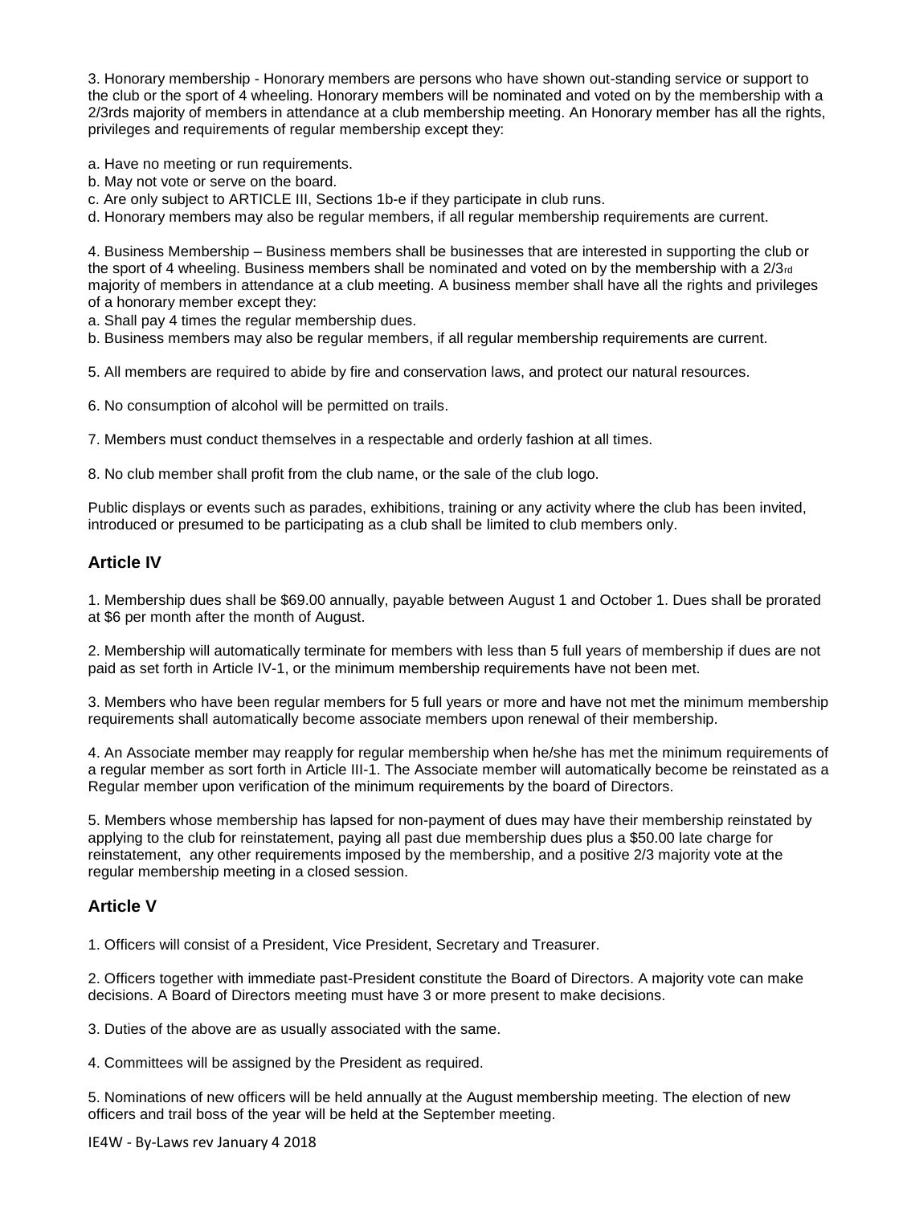3. Honorary membership - Honorary members are persons who have shown out-standing service or support to the club or the sport of 4 wheeling. Honorary members will be nominated and voted on by the membership with a 2/3rds majority of members in attendance at a club membership meeting. An Honorary member has all the rights, privileges and requirements of regular membership except they:

a. Have no meeting or run requirements.
b. May not vote or serve on the board.
c. Are only subject to ARTICLE III, Sections 1b-e if they participate in club runs.
d. Honorary members may also be regular members, if all regular membership requirements are current.

4. Business Membership – Business members shall be businesses that are interested in supporting the club or the sport of 4 wheeling. Business members shall be nominated and voted on by the membership with a 2/3rd majority of members in attendance at a club meeting. A business member shall have all the rights and privileges of a honorary member except they:
a. Shall pay 4 times the regular membership dues.
b. Business members may also be regular members, if all regular membership requirements are current.

5. All members are required to abide by fire and conservation laws, and protect our natural resources.

6. No consumption of alcohol will be permitted on trails.

7. Members must conduct themselves in a respectable and orderly fashion at all times.

8. No club member shall profit from the club name, or the sale of the club logo.

Public displays or events such as parades, exhibitions, training or any activity where the club has been invited, introduced or presumed to be participating as a club shall be limited to club members only.

## Article IV

1. Membership dues shall be $69.00 annually, payable between August 1 and October 1. Dues shall be prorated at $6 per month after the month of August.

2. Membership will automatically terminate for members with less than 5 full years of membership if dues are not paid as set forth in Article IV-1, or the minimum membership requirements have not been met.

3. Members who have been regular members for 5 full years or more and have not met the minimum membership requirements shall automatically become associate members upon renewal of their membership.

4. An Associate member may reapply for regular membership when he/she has met the minimum requirements of a regular member as sort forth in Article III-1. The Associate member will automatically become be reinstated as a Regular member upon verification of the minimum requirements by the board of Directors.

5. Members whose membership has lapsed for non-payment of dues may have their membership reinstated by applying to the club for reinstatement, paying all past due membership dues plus a $50.00 late charge for reinstatement, any other requirements imposed by the membership, and a positive 2/3 majority vote at the regular membership meeting in a closed session.

## Article V

1. Officers will consist of a President, Vice President, Secretary and Treasurer.

2. Officers together with immediate past-President constitute the Board of Directors. A majority vote can make decisions. A Board of Directors meeting must have 3 or more present to make decisions.

3. Duties of the above are as usually associated with the same.

4. Committees will be assigned by the President as required.

5. Nominations of new officers will be held annually at the August membership meeting. The election of new officers and trail boss of the year will be held at the September meeting.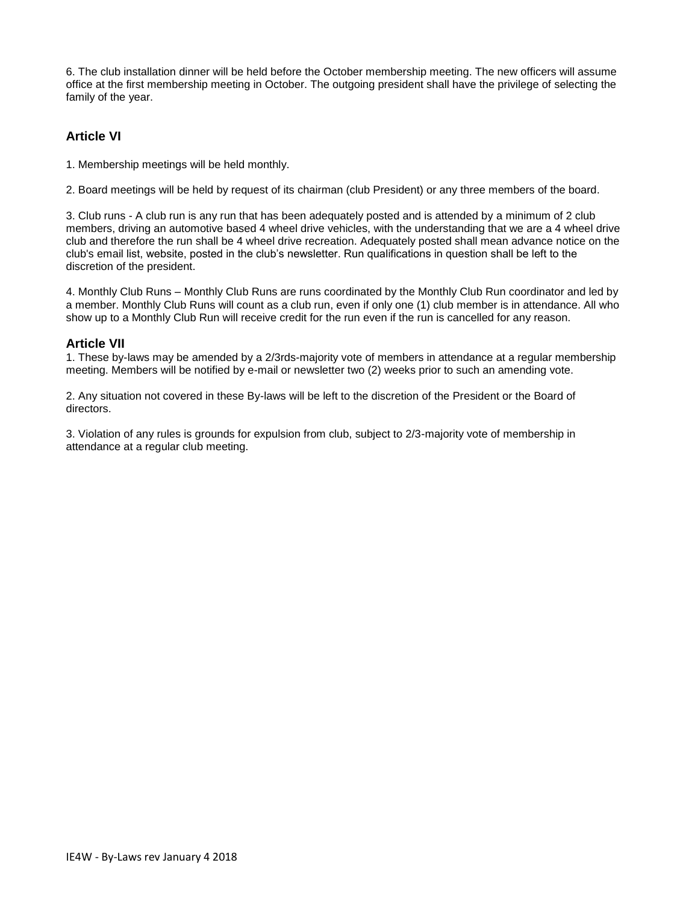6. The club installation dinner will be held before the October membership meeting. The new officers will assume office at the first membership meeting in October. The outgoing president shall have the privilege of selecting the family of the year.

## Article VI

1. Membership meetings will be held monthly.

2. Board meetings will be held by request of its chairman (club President) or any three members of the board.

3. Club runs - A club run is any run that has been adequately posted and is attended by a minimum of 2 club members, driving an automotive based 4 wheel drive vehicles, with the understanding that we are a 4 wheel drive club and therefore the run shall be 4 wheel drive recreation. Adequately posted shall mean advance notice on the club's email list, website, posted in the club's newsletter. Run qualifications in question shall be left to the discretion of the president.

4. Monthly Club Runs – Monthly Club Runs are runs coordinated by the Monthly Club Run coordinator and led by a member. Monthly Club Runs will count as a club run, even if only one (1) club member is in attendance. All who show up to a Monthly Club Run will receive credit for the run even if the run is cancelled for any reason.

## Article VII

1. These by-laws may be amended by a 2/3rds-majority vote of members in attendance at a regular membership meeting. Members will be notified by e-mail or newsletter two (2) weeks prior to such an amending vote.

2. Any situation not covered in these By-laws will be left to the discretion of the President or the Board of directors.

3. Violation of any rules is grounds for expulsion from club, subject to 2/3-majority vote of membership in attendance at a regular club meeting.